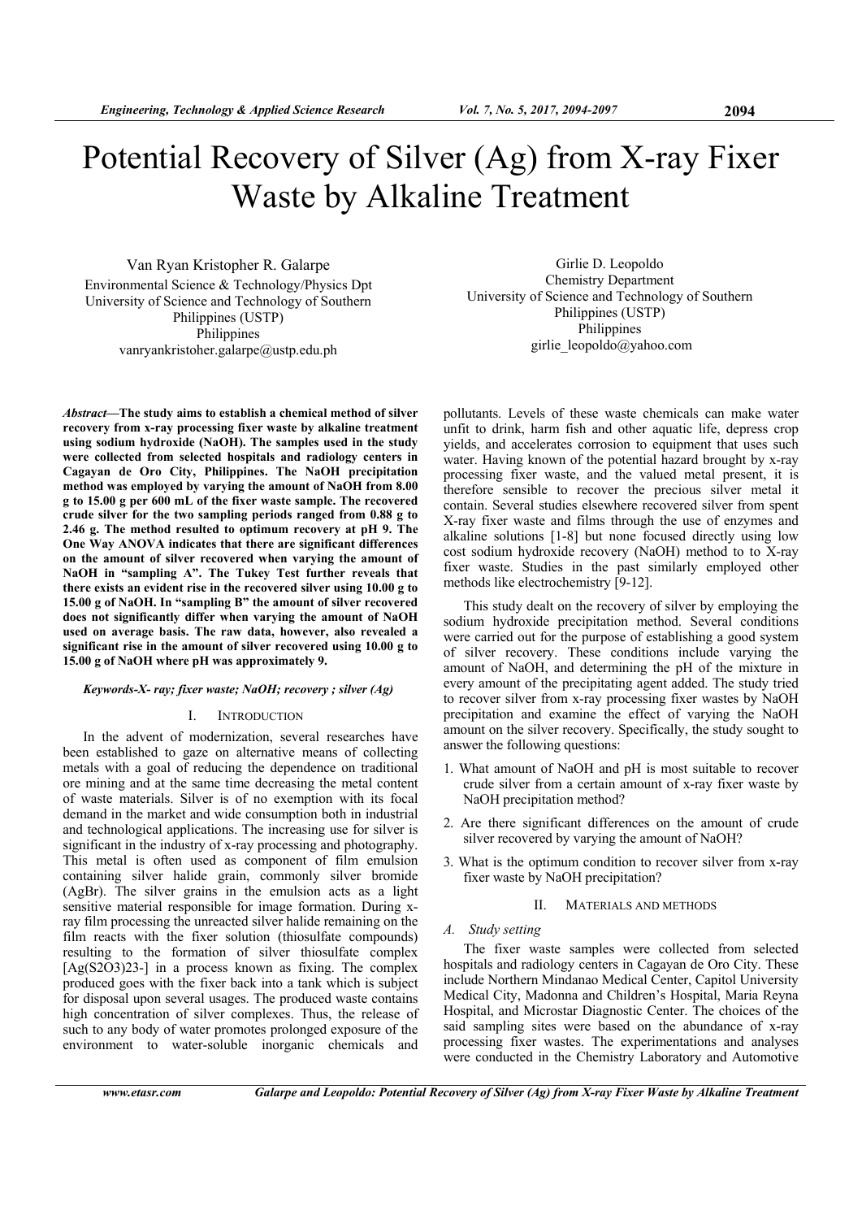# Potential Recovery of Silver (Ag) from X-ray Fixer Waste by Alkaline Treatment

Van Ryan Kristopher R. Galarpe
Environmental Science & Technology/Physics Dpt
University of Science and Technology of Southern Philippines (USTP)
Philippines
vanryankristoher.galarpe@ustp.edu.ph

Girlie D. Leopoldo
Chemistry Department
University of Science and Technology of Southern Philippines (USTP)
Philippines
girlie_leopoldo@yahoo.com

***Abstract*—The study aims to establish a chemical method of silver recovery from x-ray processing fixer waste by alkaline treatment using sodium hydroxide (NaOH). The samples used in the study were collected from selected hospitals and radiology centers in Cagayan de Oro City, Philippines. The NaOH precipitation method was employed by varying the amount of NaOH from 8.00 g to 15.00 g per 600 mL of the fixer waste sample. The recovered crude silver for the two sampling periods ranged from 0.88 g to 2.46 g. The method resulted to optimum recovery at pH 9. The One Way ANOVA indicates that there are significant differences on the amount of silver recovered when varying the amount of NaOH in "sampling A". The Tukey Test further reveals that there exists an evident rise in the recovered silver using 10.00 g to 15.00 g of NaOH. In "sampling B" the amount of silver recovered does not significantly differ when varying the amount of NaOH used on average basis. The raw data, however, also revealed a significant rise in the amount of silver recovered using 10.00 g to 15.00 g of NaOH where pH was approximately 9.**

***Keywords-X- ray; fixer waste; NaOH; recovery ; silver (Ag)***

## I. Introduction

In the advent of modernization, several researches have been established to gaze on alternative means of collecting metals with a goal of reducing the dependence on traditional ore mining and at the same time decreasing the metal content of waste materials. Silver is of no exemption with its focal demand in the market and wide consumption both in industrial and technological applications. The increasing use for silver is significant in the industry of x-ray processing and photography. This metal is often used as component of film emulsion containing silver halide grain, commonly silver bromide (AgBr). The silver grains in the emulsion acts as a light sensitive material responsible for image formation. During x-ray film processing the unreacted silver halide remaining on the film reacts with the fixer solution (thiosulfate compounds) resulting to the formation of silver thiosulfate complex $[Ag(S_2O_3)_2^{3-}]$ in a process known as fixing. The complex produced goes with the fixer back into a tank which is subject for disposal upon several usages. The produced waste contains high concentration of silver complexes. Thus, the release of such to any body of water promotes prolonged exposure of the environment to water-soluble inorganic chemicals and pollutants. Levels of these waste chemicals can make water unfit to drink, harm fish and other aquatic life, depress crop yields, and accelerates corrosion to equipment that uses such water. Having known of the potential hazard brought by x-ray processing fixer waste, and the valued metal present, it is therefore sensible to recover the precious silver metal it contain. Several studies elsewhere recovered silver from spent X-ray fixer waste and films through the use of enzymes and alkaline solutions [1-8] but none focused directly using low cost sodium hydroxide recovery (NaOH) method to to X-ray fixer waste. Studies in the past similarly employed other methods like electrochemistry [9-12].

This study dealt on the recovery of silver by employing the sodium hydroxide precipitation method. Several conditions were carried out for the purpose of establishing a good system of silver recovery. These conditions include varying the amount of NaOH, and determining the pH of the mixture in every amount of the precipitating agent added. The study tried to recover silver from x-ray processing fixer wastes by NaOH precipitation and examine the effect of varying the NaOH amount on the silver recovery. Specifically, the study sought to answer the following questions:

1. What amount of NaOH and pH is most suitable to recover crude silver from a certain amount of x-ray fixer waste by NaOH precipitation method?
2. Are there significant differences on the amount of crude silver recovered by varying the amount of NaOH?
3. What is the optimum condition to recover silver from x-ray fixer waste by NaOH precipitation?

## II. Materials and Methods

### *A. Study setting*

The fixer waste samples were collected from selected hospitals and radiology centers in Cagayan de Oro City. These include Northern Mindanao Medical Center, Capitol University Medical City, Madonna and Children's Hospital, Maria Reyna Hospital, and Microstar Diagnostic Center. The choices of the said sampling sites were based on the abundance of x-ray processing fixer wastes. The experimentations and analyses were conducted in the Chemistry Laboratory and Automotive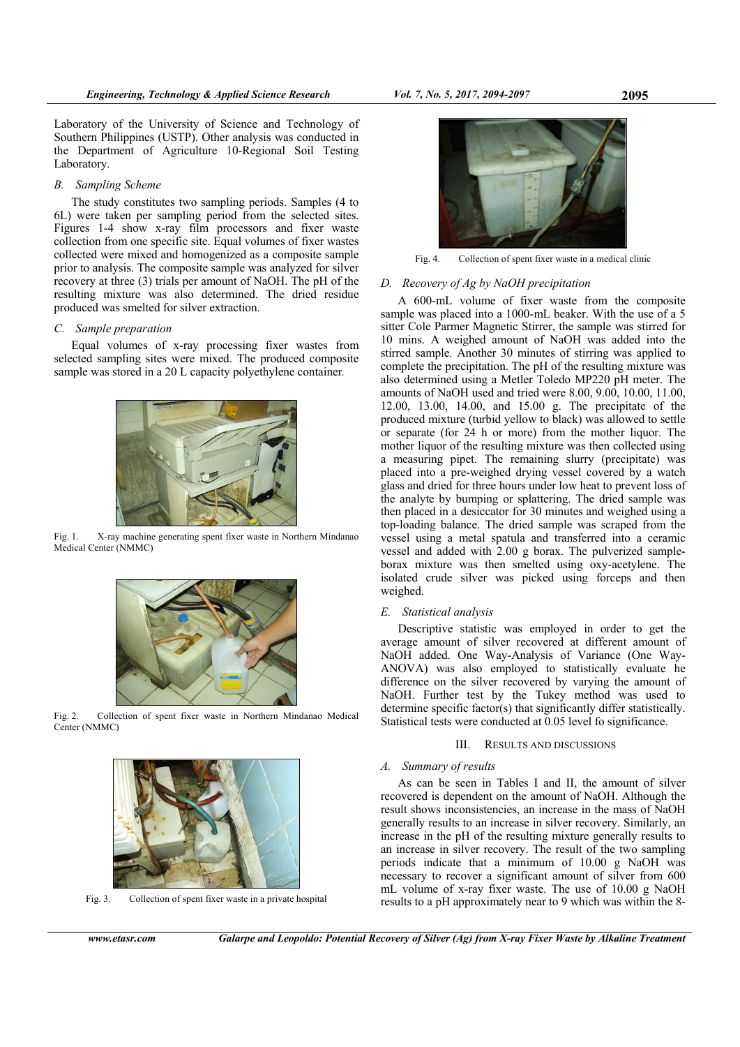Laboratory of the University of Science and Technology of Southern Philippines (USTP). Other analysis was conducted in the Department of Agriculture 10-Regional Soil Testing Laboratory.

### B. Sampling Scheme

The study constitutes two sampling periods. Samples (4 to 6L) were taken per sampling period from the selected sites. Figures 1-4 show x-ray film processors and fixer waste collection from one specific site. Equal volumes of fixer wastes collected were mixed and homogenized as a composite sample prior to analysis. The composite sample was analyzed for silver recovery at three (3) trials per amount of NaOH. The pH of the resulting mixture was also determined. The dried residue produced was smelted for silver extraction.

### C. Sample preparation

Equal volumes of x-ray processing fixer wastes from selected sampling sites were mixed. The produced composite sample was stored in a 20 L capacity polyethylene container.

Fig. 1. X-ray machine generating spent fixer waste in Northern Mindanao Medical Center (NMMC)

Fig. 2. Collection of spent fixer waste in Northern Mindanao Medical Center (NMMC)

Fig. 3. Collection of spent fixer waste in a private hospital

Fig. 4. Collection of spent fixer waste in a medical clinic

### D. Recovery of Ag by NaOH precipitation

A 600-mL volume of fixer waste from the composite sample was placed into a 1000-mL beaker. With the use of a 5 sitter Cole Parmer Magnetic Stirrer, the sample was stirred for 10 mins. A weighed amount of NaOH was added into the stirred sample. Another 30 minutes of stirring was applied to complete the precipitation. The pH of the resulting mixture was also determined using a Metler Toledo MP220 pH meter. The amounts of NaOH used and tried were 8.00, 9.00, 10.00, 11.00, 12.00, 13.00, 14.00, and 15.00 g. The precipitate of the produced mixture (turbid yellow to black) was allowed to settle or separate (for 24 h or more) from the mother liquor. The mother liquor of the resulting mixture was then collected using a measuring pipet. The remaining slurry (precipitate) was placed into a pre-weighed drying vessel covered by a watch glass and dried for three hours under low heat to prevent loss of the analyte by bumping or splattering. The dried sample was then placed in a desiccator for 30 minutes and weighed using a top-loading balance. The dried sample was scraped from the vessel using a metal spatula and transferred into a ceramic vessel and added with 2.00 g borax. The pulverized sample-borax mixture was then smelted using oxy-acetylene. The isolated crude silver was picked using forceps and then weighed.

### E. Statistical analysis

Descriptive statistic was employed in order to get the average amount of silver recovered at different amount of NaOH added. One Way-Analysis of Variance (One Way-ANOVA) was also employed to statistically evaluate he difference on the silver recovered by varying the amount of NaOH. Further test by the Tukey method was used to determine specific factor(s) that significantly differ statistically. Statistical tests were conducted at 0.05 level fo significance.

## III. Results and Discussions

### A. Summary of results

As can be seen in Tables I and II, the amount of silver recovered is dependent on the amount of NaOH. Although the result shows inconsistencies, an increase in the mass of NaOH generally results to an increase in silver recovery. Similarly, an increase in the pH of the resulting mixture generally results to an increase in silver recovery. The result of the two sampling periods indicate that a minimum of 10.00 g NaOH was necessary to recover a significant amount of silver from 600 mL volume of x-ray fixer waste. The use of 10.00 g NaOH results to a pH approximately near to 9 which was within the 8-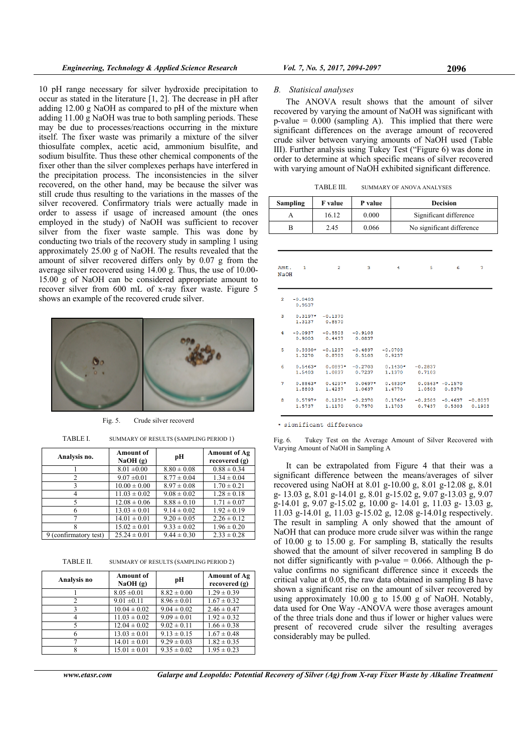10 pH range necessary for silver hydroxide precipitation to occur as stated in the literature [1, 2]. The decrease in pH after adding 12.00 g NaOH as compared to pH of the mixture when adding 11.00 g NaOH was true to both sampling periods. These may be due to processes/reactions occurring in the mixture itself. The fixer waste was primarily a mixture of the silver thiosulfate complex, acetic acid, ammonium bisulfite, and sodium bisulfite. Thus these other chemical components of the fixer other than the silver complexes perhaps have interfered in the precipitation process. The inconsistencies in the silver recovered, on the other hand, may be because the silver was still crude thus resulting to the variations in the masses of the silver recovered. Confirmatory trials were actually made in order to assess if usage of increased amount (the ones employed in the study) of NaOH was sufficient to recover silver from the fixer waste sample. This was done by conducting two trials of the recovery study in sampling 1 using approximately 25.00 g of NaOH. The results revealed that the amount of silver recovered differs only by 0.07 g from the average silver recovered using 14.00 g. Thus, the use of 10.00-15.00 g of NaOH can be considered appropriate amount to recover silver from 600 mL of x-ray fixer waste. Figure 5 shows an example of the recovered crude silver.

Fig. 5. Crude silver recoverd

TABLE I. SUMMARY OF RESULTS (SAMPLING PERIOD 1)

| Analysis no. | Amount of NaOH (g) | pH | Amount of Ag recovered (g) |
|---|---|---|---|
| 1 | 8.01 ±0.00 | 8.80 ± 0.08 | 0.88 ± 0.34 |
| 2 | 9.07 ±0.01 | 8.77 ± 0.04 | 1.34 ± 0.04 |
| 3 | 10.00 ± 0.00 | 8.97 ± 0.08 | 1.70 ± 0.21 |
| 4 | 11.03 ± 0.02 | 9.08 ± 0.02 | 1.28 ± 0.18 |
| 5 | 12.08 ± 0.06 | 8.88 ± 0.10 | 1.71 ± 0.07 |
| 6 | 13.03 ± 0.01 | 9.14 ± 0.02 | 1.92 ± 0.19 |
| 7 | 14.01 ± 0.01 | 9.20 ± 0.05 | 2.26 ± 0.12 |
| 8 | 15.02 ± 0.01 | 9.33 ± 0.02 | 1.96 ± 0.20 |
| 9 (confirmatory test) | 25.24 ± 0.01 | 9.44 ± 0.30 | 2.33 ± 0.28 |

TABLE II. SUMMARY OF RESULTS (SAMPLING PERIOD 2)

| Analysis no | Amount of NaOH (g) | pH | Amount of Ag recovered (g) |
|---|---|---|---|
| 1 | 8.05 ±0.01 | 8.82 ± 0.00 | 1.29 ± 0.39 |
| 2 | 9.01 ±0.11 | 8.96 ± 0.01 | 1.67 ± 0.32 |
| 3 | 10.04 ± 0.02 | 9.04 ± 0.02 | 2.46 ± 0.47 |
| 4 | 11.03 ± 0.02 | 9.09 ± 0.01 | 1.92 ± 0.32 |
| 5 | 12.04 ± 0.02 | 9.02 ± 0.11 | 1.66 ± 0.38 |
| 6 | 13.03 ± 0.01 | 9.13 ± 0.15 | 1.67 ± 0.48 |
| 7 | 14.01 ± 0.01 | 9.29 ± 0.03 | 1.82 ± 0.35 |
| 8 | 15.01 ± 0.01 | 9.35 ± 0.02 | 1.95 ± 0.23 |

## B. Statisical analyses

The ANOVA result shows that the amount of silver recovered by varying the amount of NaOH was significant with p-value = 0.000 (sampling A). This implied that there were significant differences on the average amount of recovered crude silver between varying amounts of NaOH used (Table III). Further analysis using Tukey Test ("Figure 6) was done in order to determine at which specific means of silver recovered with varying amount of NaOH exhibited significant difference.

TABLE III. SUMMARY OF ANOVA ANALYSES

| Sampling | F value | P value | Decision |
|---|---|---|---|
| A | 16.12 | 0.000 | Significant difference |
| B | 2.45 | 0.066 | No significant difference |

| Amt. NaOH | 1 | 2 | 3 | 4 | 5 | 6 | 7 |
|---|---|---|---|---|---|---|---|
| 2 | -0.0403<br>0.9537 | | | | | | |
| 3 | 0.3197*<br>1.3137 | -0.1370<br>0.8570 | | | | | |
| 4 | -0.0937<br>0.9003 | -0.5503<br>0.4437 | -0.9103<br>0.0837 | | | | |
| 5 | 0.3330*<br>1.3270 | -0.1237<br>0.8703 | -0.4837<br>0.5103 | -0.0703<br>0.9237 | | | |
| 6 | 0.5463*<br>1.5403 | 0.0897*<br>1.0837 | -0.2703<br>0.7237 | 0.1430*<br>1.1370 | -0.2837<br>0.7103 | | |
| 7 | 0.8863*<br>1.8803 | 0.4297*<br>1.4237 | 0.0697*<br>1.0637 | 0.4830*<br>1.4770 | 0.0563*<br>1.0503 | -0.1570<br>0.8370 | |
| 8 | 0.5797*<br>1.5737 | 0.1230*<br>1.1170 | -0.2370<br>0.7570 | 0.1763*<br>1.1703 | -0.2503<br>0.7437 | -0.4637<br>0.5303 | -0.8037<br>0.1903 |

\* significant difference

Fig. 6. Tukey Test on the Average Amount of Silver Recovered with Varying Amount of NaOH in Sampling A

It can be extrapolated from Figure 4 that their was a significant difference between the means/averages of silver recovered using NaOH at 8.01 g-10.00 g, 8.01 g-12.08 g, 8.01 g- 13.03 g, 8.01 g-14.01 g, 8.01 g-15.02 g, 9.07 g-13.03 g, 9.07 g-14.01 g, 9.07 g-15.02 g, 10.00 g- 14.01 g, 11.03 g- 13.03 g, 11.03 g-14.01 g, 11.03 g-15.02 g, 12.08 g-14.01g respectively. The result in sampling A only showed that the amount of NaOH that can produce more crude silver was within the range of 10.00 g to 15.00 g. For sampling B, statically the results showed that the amount of silver recovered in sampling B do not differ significantly with p-value = 0.066. Although the p-value confirms no significant difference since it exceeds the critical value at 0.05, the raw data obtained in sampling B have shown a significant rise on the amount of silver recovered by using approximately 10.00 g to 15.00 g of NaOH. Notably, data used for One Way -ANOVA were those averages amount of the three trials done and thus if lower or higher values were present of recovered crude silver the resulting averages considerably may be pulled.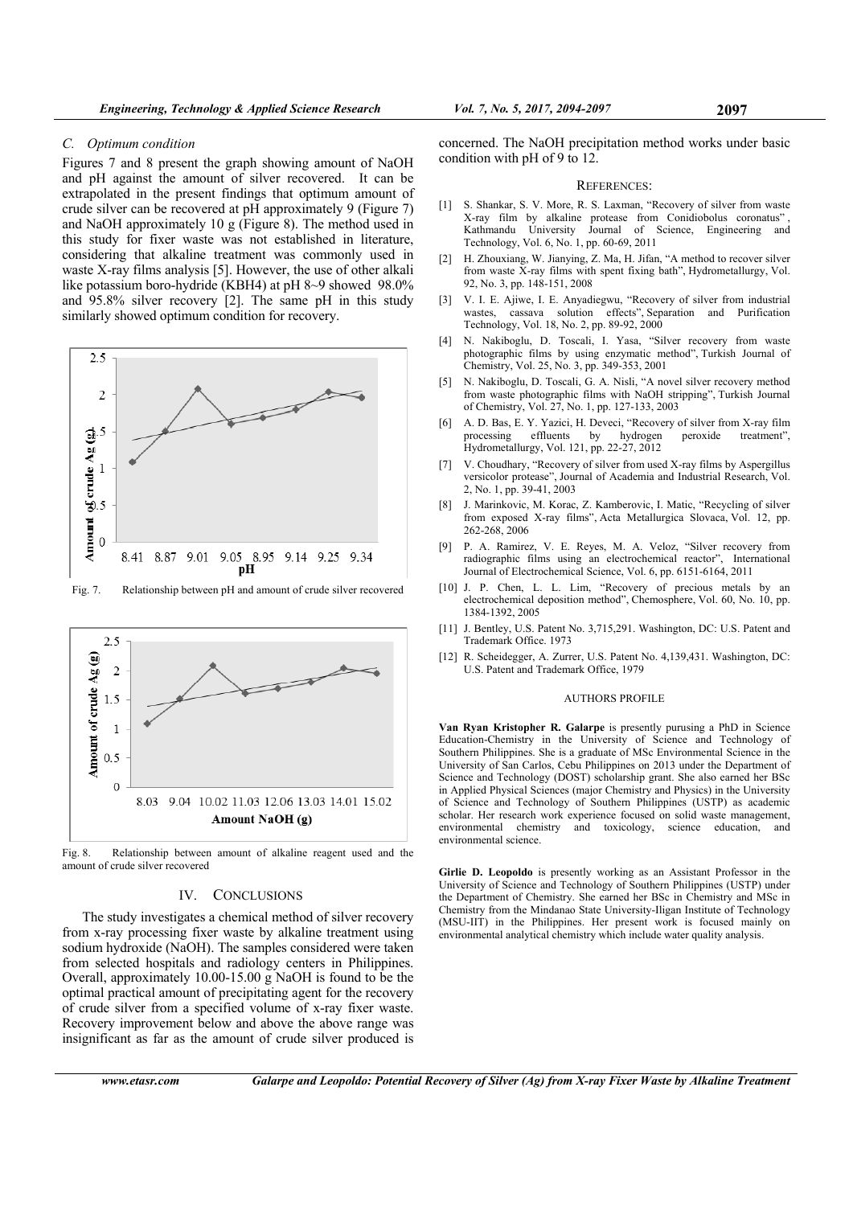### C. Optimum condition

Figures 7 and 8 present the graph showing amount of NaOH and pH against the amount of silver recovered. It can be extrapolated in the present findings that optimum amount of crude silver can be recovered at pH approximately 9 (Figure 7) and NaOH approximately 10 g (Figure 8). The method used in this study for fixer waste was not established in literature, considering that alkaline treatment was commonly used in waste X-ray films analysis [5]. However, the use of other alkali like potassium boro-hydride ($KBH_4$) at pH 8~9 showed 98.0% and 95.8% silver recovery [2]. The same pH in this study similarly showed optimum condition for recovery.

Amount of crude Ag (g)
2.5
2
1.5
1
0.5
0
8.41 8.87 9.01 9.05 8.95 9.14 9.25 9.34
pH

Fig. 7. Relationship between pH and amount of crude silver recovered

Amount of crude Ag (g)
2.5
2
1.5
1
0.5
0
8.03 9.04 10.02 11.03 12.06 13.03 14.01 15.02
Amount NaOH (g)

Fig. 8. Relationship between amount of alkaline reagent used and the amount of crude silver recovered

## IV. CONCLUSIONS

The study investigates a chemical method of silver recovery from x-ray processing fixer waste by alkaline treatment using sodium hydroxide (NaOH). The samples considered were taken from selected hospitals and radiology centers in Philippines. Overall, approximately 10.00-15.00 g NaOH is found to be the optimal practical amount of precipitating agent for the recovery of crude silver from a specified volume of x-ray fixer waste. Recovery improvement below and above the above range was insignificant as far as the amount of crude silver produced is concerned. The NaOH precipitation method works under basic condition with pH of 9 to 12.

## REFERENCES:

[1] S. Shankar, S. V. More, R. S. Laxman, "Recovery of silver from waste X-ray film by alkaline protease from Conidiobolus coronatus", Kathmandu University Journal of Science, Engineering and Technology, Vol. 6, No. 1, pp. 60-69, 2011

[2] H. Zhouxiang, W. Jianying, Z. Ma, H. Jifan, "A method to recover silver from waste X-ray films with spent fixing bath", Hydrometallurgy, Vol. 92, No. 3, pp. 148-151, 2008

[3] V. I. E. Ajiwe, I. E. Anyadiegwu, "Recovery of silver from industrial wastes, cassava solution effects", Separation and Purification Technology, Vol. 18, No. 2, pp. 89-92, 2000

[4] N. Nakiboglu, D. Toscali, I. Yasa, "Silver recovery from waste photographic films by using enzymatic method", Turkish Journal of Chemistry, Vol. 25, No. 3, pp. 349-353, 2001

[5] N. Nakiboglu, D. Toscali, G. A. Nisli, "A novel silver recovery method from waste photographic films with NaOH stripping", Turkish Journal of Chemistry, Vol. 27, No. 1, pp. 127-133, 2003

[6] A. D. Bas, E. Y. Yazici, H. Deveci, "Recovery of silver from X-ray film processing effluents by hydrogen peroxide treatment", Hydrometallurgy, Vol. 121, pp. 22-27, 2012

[7] V. Choudhary, "Recovery of silver from used X-ray films by Aspergillus versicolor protease", Journal of Academia and Industrial Research, Vol. 2, No. 1, pp. 39-41, 2003

[8] J. Marinkovic, M. Korac, Z. Kamberovic, I. Matic, "Recycling of silver from exposed X-ray films", Acta Metallurgica Slovaca, Vol. 12, pp. 262-268, 2006

[9] P. A. Ramirez, V. E. Reyes, M. A. Veloz, "Silver recovery from radiographic films using an electrochemical reactor", International Journal of Electrochemical Science, Vol. 6, pp. 6151-6164, 2011

[10] J. P. Chen, L. L. Lim, "Recovery of precious metals by an electrochemical deposition method", Chemosphere, Vol. 60, No. 10, pp. 1384-1392, 2005

[11] J. Bentley, U.S. Patent No. 3,715,291. Washington, DC: U.S. Patent and Trademark Office. 1973

[12] R. Scheidegger, A. Zurrer, U.S. Patent No. 4,139,431. Washington, DC: U.S. Patent and Trademark Office, 1979

## AUTHORS PROFILE

**Van Ryan Kristopher R. Galarpe** is presently purusing a PhD in Science Education-Chemistry in the University of Science and Technology of Southern Philippines. She is a graduate of MSc Environmental Science in the University of San Carlos, Cebu Philippines on 2013 under the Department of Science and Technology (DOST) scholarship grant. She also earned her BSc in Applied Physical Sciences (major Chemistry and Physics) in the University of Science and Technology of Southern Philippines (USTP) as academic scholar. Her research work experience focused on solid waste management, environmental chemistry and toxicology, science education, and environmental science.

**Girlie D. Leopoldo** is presently working as an Assistant Professor in the University of Science and Technology of Southern Philippines (USTP) under the Department of Chemistry. She earned her BSc in Chemistry and MSc in Chemistry from the Mindanao State University-Iligan Institute of Technology (MSU-IIT) in the Philippines. Her present work is focused mainly on environmental analytical chemistry which include water quality analysis.